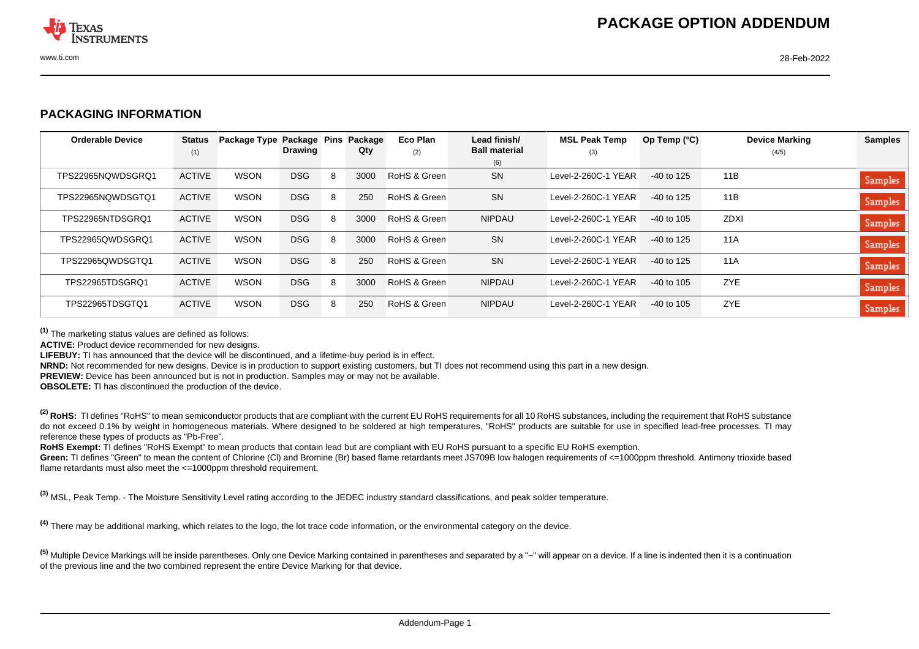## PACKAGE OPTION ADDENDUM

### PACKAGING INFORMATION

| Orderable Device | Status (1) | Package Type | Package Drawing | Pins | Package Qty | Eco Plan (2) | Lead finish/ Ball material (6) | MSL Peak Temp (3) | Op Temp (°C) | Device Marking (4/5) | Samples |
|---|---|---|---|---|---|---|---|---|---|---|---|
| TPS22965NQWDSGRQ1 | ACTIVE | WSON | DSG | 8 | 3000 | RoHS & Green | SN | Level-2-260C-1 YEAR | -40 to 125 | 11B | Samples |
| TPS22965NQWDSGTQ1 | ACTIVE | WSON | DSG | 8 | 250 | RoHS & Green | SN | Level-2-260C-1 YEAR | -40 to 125 | 11B | Samples |
| TPS22965NTDSGRQ1 | ACTIVE | WSON | DSG | 8 | 3000 | RoHS & Green | NIPDAU | Level-2-260C-1 YEAR | -40 to 105 | ZDXI | Samples |
| TPS22965QWDSGRQ1 | ACTIVE | WSON | DSG | 8 | 3000 | RoHS & Green | SN | Level-2-260C-1 YEAR | -40 to 125 | 11A | Samples |
| TPS22965QWDSGTQ1 | ACTIVE | WSON | DSG | 8 | 250 | RoHS & Green | SN | Level-2-260C-1 YEAR | -40 to 125 | 11A | Samples |
| TPS22965TDSGRQ1 | ACTIVE | WSON | DSG | 8 | 3000 | RoHS & Green | NIPDAU | Level-2-260C-1 YEAR | -40 to 105 | ZYE | Samples |
| TPS22965TDSGTQ1 | ACTIVE | WSON | DSG | 8 | 250 | RoHS & Green | NIPDAU | Level-2-260C-1 YEAR | -40 to 105 | ZYE | Samples |

[1] The marketing status values are defined as follows:
**ACTIVE:** Product device recommended for new designs.
**LIFEBUY:** TI has announced that the device will be discontinued, and a lifetime-buy period is in effect.
**NRND:** Not recommended for new designs. Device is in production to support existing customers, but TI does not recommend using this part in a new design.
**PREVIEW:** Device has been announced but is not in production. Samples may or may not be available.
**OBSOLETE:** TI has discontinued the production of the device.

[2] **RoHS:** TI defines "RoHS" to mean semiconductor products that are compliant with the current EU RoHS requirements for all 10 RoHS substances, including the requirement that RoHS substance do not exceed 0.1% by weight in homogeneous materials. Where designed to be soldered at high temperatures, "RoHS" products are suitable for use in specified lead-free processes. TI may reference these types of products as "Pb-Free".
**RoHS Exempt:** TI defines "RoHS Exempt" to mean products that contain lead but are compliant with EU RoHS pursuant to a specific EU RoHS exemption.
**Green:** TI defines "Green" to mean the content of Chlorine (Cl) and Bromine (Br) based flame retardants meet JS709B low halogen requirements of <=1000ppm threshold. Antimony trioxide based flame retardants must also meet the <=1000ppm threshold requirement.

[3] MSL, Peak Temp. - The Moisture Sensitivity Level rating according to the JEDEC industry standard classifications, and peak solder temperature.

[4] There may be additional marking, which relates to the logo, the lot trace code information, or the environmental category on the device.

[5] Multiple Device Markings will be inside parentheses. Only one Device Marking contained in parentheses and separated by a "~" will appear on a device. If a line is indented then it is a continuation of the previous line and the two combined represent the entire Device Marking for that device.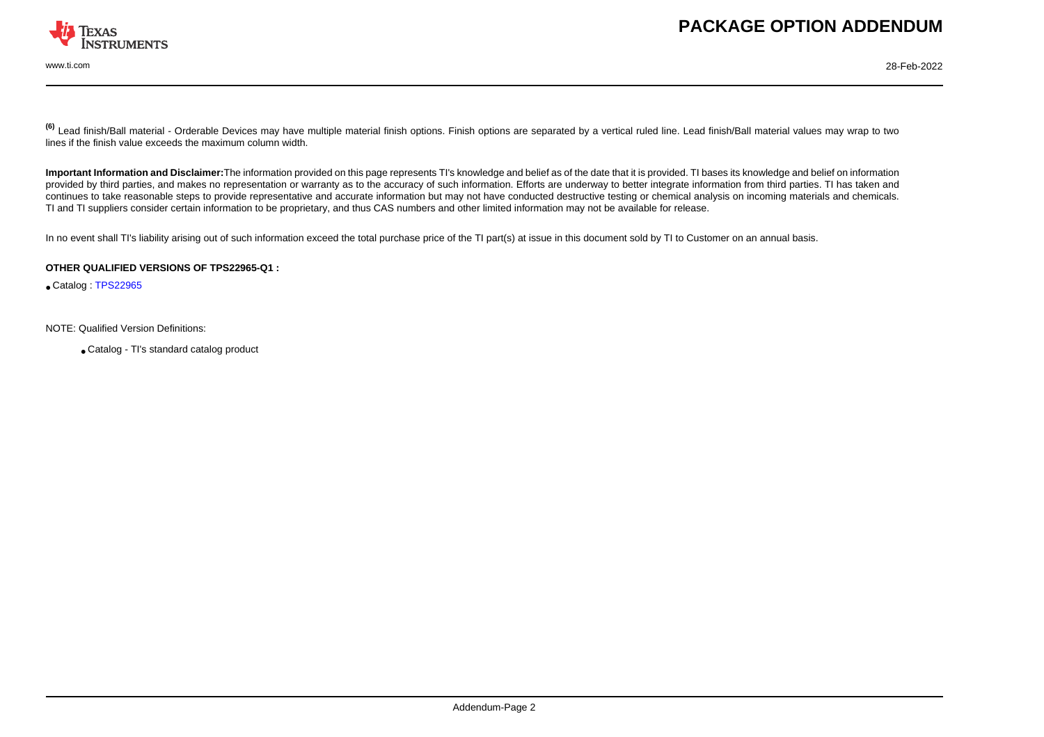[6] Lead finish/Ball material - Orderable Devices may have multiple material finish options. Finish options are separated by a vertical ruled line. Lead finish/Ball material values may wrap to two lines if the finish value exceeds the maximum column width.

**Important Information and Disclaimer:** The information provided on this page represents TI's knowledge and belief as of the date that it is provided. TI bases its knowledge and belief on information provided by third parties, and makes no representation or warranty as to the accuracy of such information. Efforts are underway to better integrate information from third parties. TI has taken and continues to take reasonable steps to provide representative and accurate information but may not have conducted destructive testing or chemical analysis on incoming materials and chemicals. TI and TI suppliers consider certain information to be proprietary, and thus CAS numbers and other limited information may not be available for release.

In no event shall TI's liability arising out of such information exceed the total purchase price of the TI part(s) at issue in this document sold by TI to Customer on an annual basis.

**OTHER QUALIFIED VERSIONS OF TPS22965-Q1 :**

- Catalog : TPS22965

NOTE: Qualified Version Definitions:

- Catalog - TI's standard catalog product